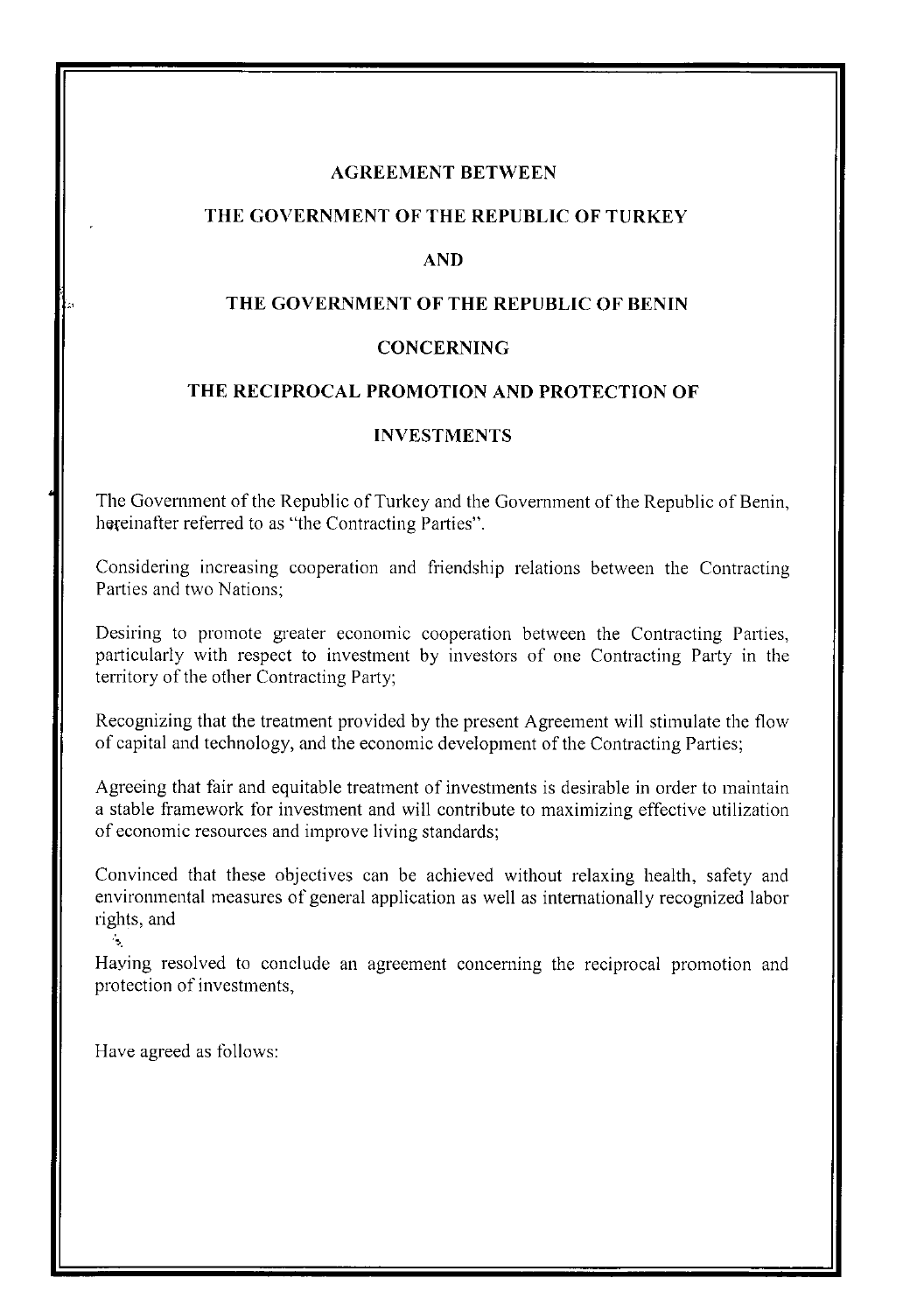# AGREEMENT BETWEEN

# THE GOVERNMENT OF THE REPUBLIC OF TURKEY

# AND

# THE GOVERNMENT OF THE REPUBLIC OF BENIN

# CONCERNING

# THE RECIPROCAL PROMOTION AND PROTECTION OF

# INVESTMENTS

The Government of the Republic of Turkey and the Government of the Republic of Benin, hereinafter referred to as "the Contracting Parties".

Considering increasing cooperation and friendship relations between the Contracting Parties and two Nations;

Desiring to promote greater economic cooperation between the Contracting Parties, particularly with respect to investment by investors of one Contracting Party in the territory of the other Contracting Party;

Recognizing that the treatment provided by the present Agreement will stimulate the flow of capital and technology, and the economic development of the Contracting Parties;

Agreeing that fair and equitable treatment of investments is desirable in order to maintain a stable framework for investment and will contribute to maximizing effective utilization of economic resources and improve living standards;

Convinced that these objectives can be achieved without relaxing health, safety and environmental measures of general application as well as internationally recognized labor rights, and

Having resolved to conclude an agreement concerning the reciprocal promotion and protection of investments,

Have agreed as follows: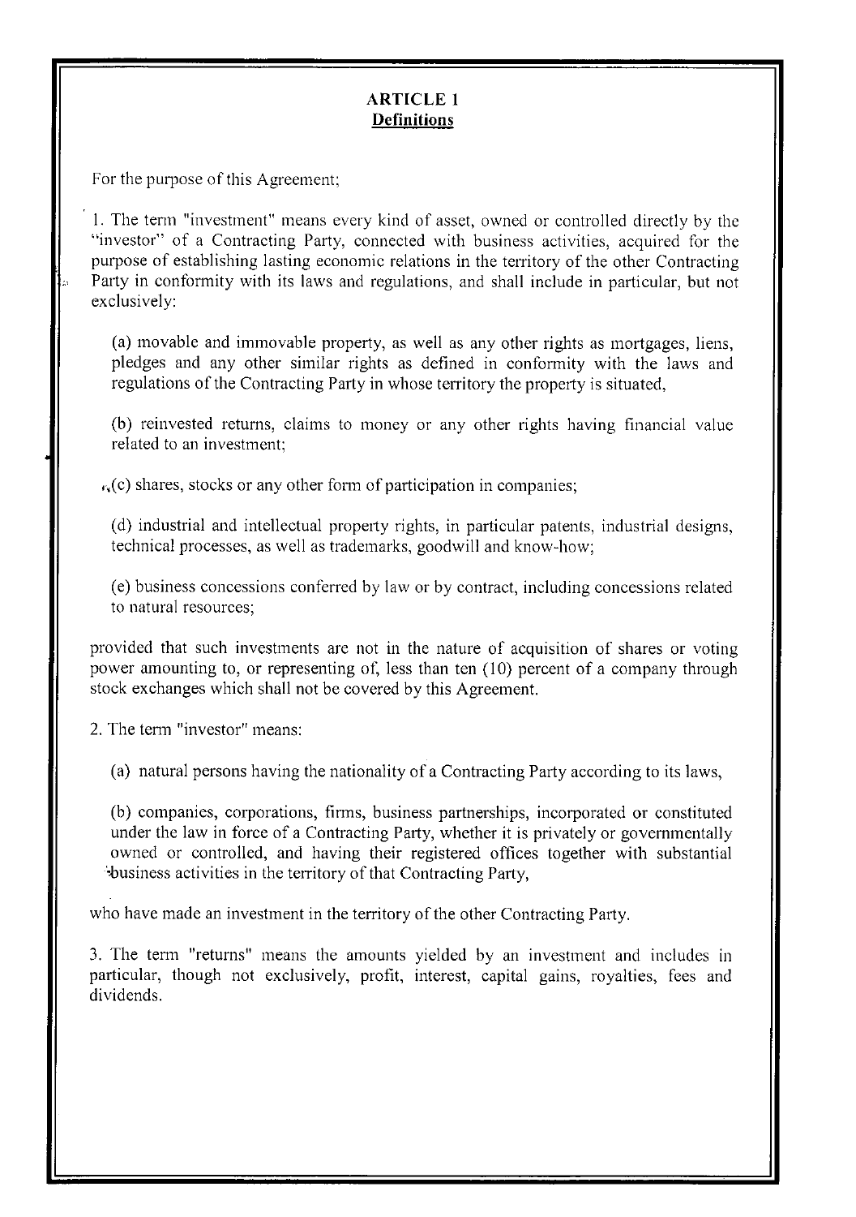## ARTICLE 1
### Definitions

For the purpose of this Agreement;

1. The term "investment" means every kind of asset, owned or controlled directly by the "investor" of a Contracting Party, connected with business activities, acquired for the purpose of establishing lasting economic relations in the territory of the other Contracting Party in conformity with its laws and regulations, and shall include in particular, but not exclusively:

   (a) movable and immovable property, as well as any other rights as mortgages, liens, pledges and any other similar rights as defined in conformity with the laws and regulations of the Contracting Party in whose territory the property is situated,

   (b) reinvested returns, claims to money or any other rights having financial value related to an investment;

   (c) shares, stocks or any other form of participation in companies;

   (d) industrial and intellectual property rights, in particular patents, industrial designs, technical processes, as well as trademarks, goodwill and know-how;

   (e) business concessions conferred by law or by contract, including concessions related to natural resources;

provided that such investments are not in the nature of acquisition of shares or voting power amounting to, or representing of, less than ten (10) percent of a company through stock exchanges which shall not be covered by this Agreement.

2. The term "investor" means:

   (a) natural persons having the nationality of a Contracting Party according to its laws,

   (b) companies, corporations, firms, business partnerships, incorporated or constituted under the law in force of a Contracting Party, whether it is privately or governmentally owned or controlled, and having their registered offices together with substantial business activities in the territory of that Contracting Party,

who have made an investment in the territory of the other Contracting Party.

3. The term "returns" means the amounts yielded by an investment and includes in particular, though not exclusively, profit, interest, capital gains, royalties, fees and dividends.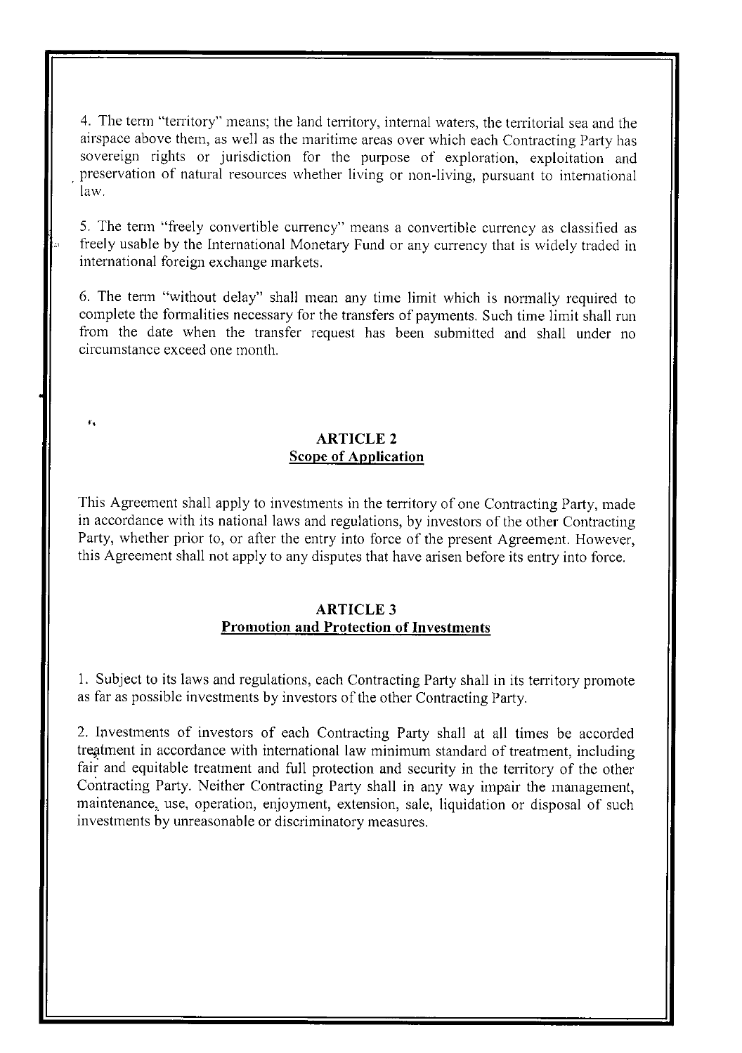4. The term "territory" means; the land territory, internal waters, the territorial sea and the airspace above them, as well as the maritime areas over which each Contracting Party has sovereign rights or jurisdiction for the purpose of exploration, exploitation and preservation of natural resources whether living or non-living, pursuant to international law.

5. The term "freely convertible currency" means a convertible currency as classified as freely usable by the International Monetary Fund or any currency that is widely traded in international foreign exchange markets.

6. The term "without delay" shall mean any time limit which is normally required to complete the formalities necessary for the transfers of payments. Such time limit shall run from the date when the transfer request has been submitted and shall under no circumstance exceed one month.

## ARTICLE 2
**Scope of Application**

This Agreement shall apply to investments in the territory of one Contracting Party, made in accordance with its national laws and regulations, by investors of the other Contracting Party, whether prior to, or after the entry into force of the present Agreement. However, this Agreement shall not apply to any disputes that have arisen before its entry into force.

## ARTICLE 3
**Promotion and Protection of Investments**

1. Subject to its laws and regulations, each Contracting Party shall in its territory promote as far as possible investments by investors of the other Contracting Party.

2. Investments of investors of each Contracting Party shall at all times be accorded treatment in accordance with international law minimum standard of treatment, including fair and equitable treatment and full protection and security in the territory of the other Contracting Party. Neither Contracting Party shall in any way impair the management, maintenance, use, operation, enjoyment, extension, sale, liquidation or disposal of such investments by unreasonable or discriminatory measures.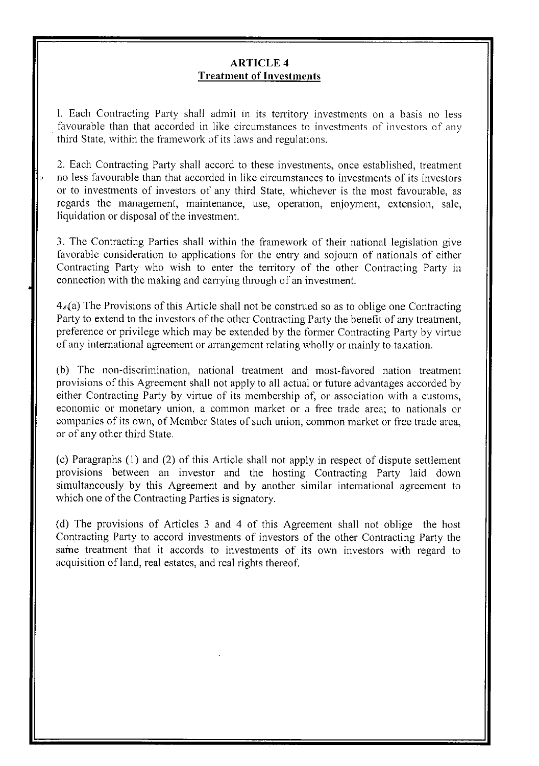## ARTICLE 4
## Treatment of Investments

1. Each Contracting Party shall admit in its territory investments on a basis no less favourable than that accorded in like circumstances to investments of investors of any third State, within the framework of its laws and regulations.

2. Each Contracting Party shall accord to these investments, once established, treatment no less favourable than that accorded in like circumstances to investments of its investors or to investments of investors of any third State, whichever is the most favourable, as regards the management, maintenance, use, operation, enjoyment, extension, sale, liquidation or disposal of the investment.

3. The Contracting Parties shall within the framework of their national legislation give favorable consideration to applications for the entry and sojourn of nationals of either Contracting Party who wish to enter the territory of the other Contracting Party in connection with the making and carrying through of an investment.

4. (a) The Provisions of this Article shall not be construed so as to oblige one Contracting Party to extend to the investors of the other Contracting Party the benefit of any treatment, preference or privilege which may be extended by the former Contracting Party by virtue of any international agreement or arrangement relating wholly or mainly to taxation.

(b) The non-discrimination, national treatment and most-favored nation treatment provisions of this Agreement shall not apply to all actual or future advantages accorded by either Contracting Party by virtue of its membership of, or association with a customs, economic or monetary union, a common market or a free trade area; to nationals or companies of its own, of Member States of such union, common market or free trade area, or of any other third State.

(c) Paragraphs (1) and (2) of this Article shall not apply in respect of dispute settlement provisions between an investor and the hosting Contracting Party laid down simultaneously by this Agreement and by another similar international agreement to which one of the Contracting Parties is signatory.

(d) The provisions of Articles 3 and 4 of this Agreement shall not oblige the host Contracting Party to accord investments of investors of the other Contracting Party the same treatment that it accords to investments of its own investors with regard to acquisition of land, real estates, and real rights thereof.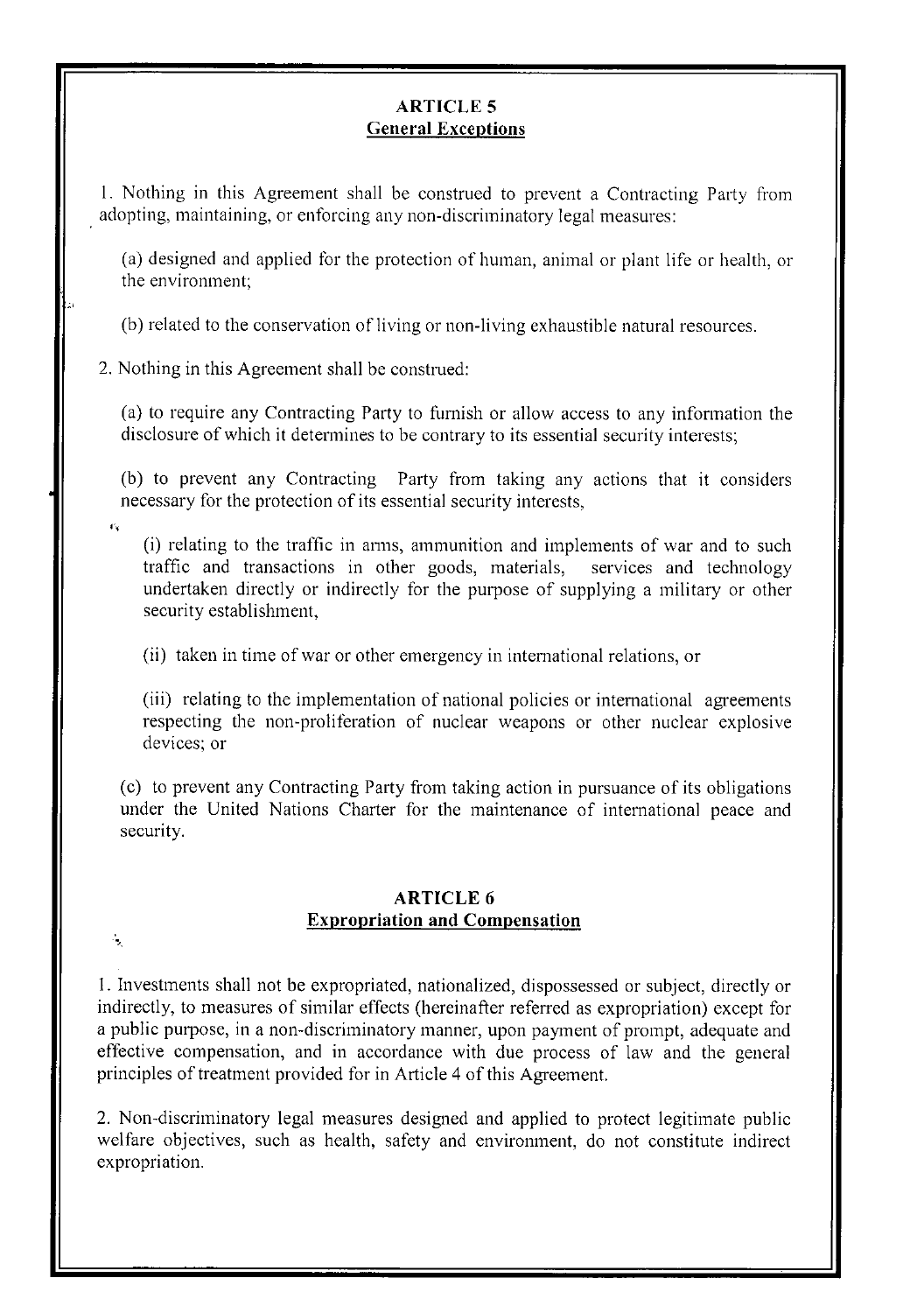## ARTICLE 5
## General Exceptions

1. Nothing in this Agreement shall be construed to prevent a Contracting Party from adopting, maintaining, or enforcing any non-discriminatory legal measures:

   (a) designed and applied for the protection of human, animal or plant life or health, or the environment;

   (b) related to the conservation of living or non-living exhaustible natural resources.

2. Nothing in this Agreement shall be construed:

   (a) to require any Contracting Party to furnish or allow access to any information the disclosure of which it determines to be contrary to its essential security interests;

   (b) to prevent any Contracting Party from taking any actions that it considers necessary for the protection of its essential security interests,

      (i) relating to the traffic in arms, ammunition and implements of war and to such traffic and transactions in other goods, materials, services and technology undertaken directly or indirectly for the purpose of supplying a military or other security establishment,

      (ii) taken in time of war or other emergency in international relations, or

      (iii) relating to the implementation of national policies or international agreements respecting the non-proliferation of nuclear weapons or other nuclear explosive devices; or

   (c) to prevent any Contracting Party from taking action in pursuance of its obligations under the United Nations Charter for the maintenance of international peace and security.

## ARTICLE 6
## Expropriation and Compensation

1. Investments shall not be expropriated, nationalized, dispossessed or subject, directly or indirectly, to measures of similar effects (hereinafter referred as expropriation) except for a public purpose, in a non-discriminatory manner, upon payment of prompt, adequate and effective compensation, and in accordance with due process of law and the general principles of treatment provided for in Article 4 of this Agreement.

2. Non-discriminatory legal measures designed and applied to protect legitimate public welfare objectives, such as health, safety and environment, do not constitute indirect expropriation.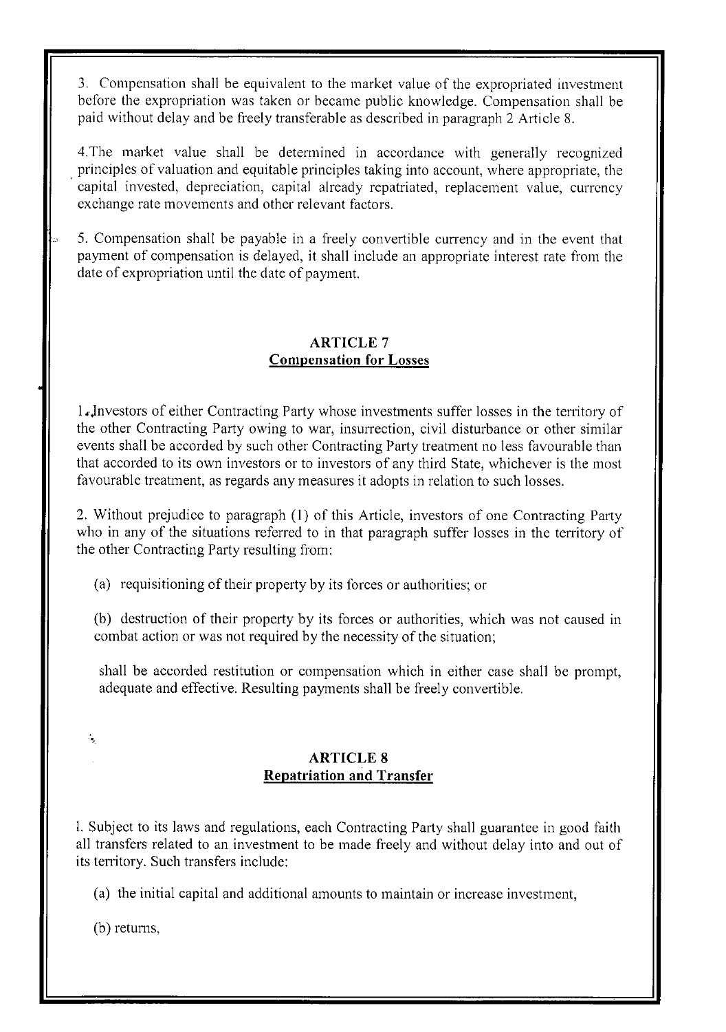3. Compensation shall be equivalent to the market value of the expropriated investment before the expropriation was taken or became public knowledge. Compensation shall be paid without delay and be freely transferable as described in paragraph 2 Article 8.

4.The market value shall be determined in accordance with generally recognized principles of valuation and equitable principles taking into account, where appropriate, the capital invested, depreciation, capital already repatriated, replacement value, currency exchange rate movements and other relevant factors.

5. Compensation shall be payable in a freely convertible currency and in the event that payment of compensation is delayed, it shall include an appropriate interest rate from the date of expropriation until the date of payment.

## ARTICLE 7
## Compensation for Losses

1. Investors of either Contracting Party whose investments suffer losses in the territory of the other Contracting Party owing to war, insurrection, civil disturbance or other similar events shall be accorded by such other Contracting Party treatment no less favourable than that accorded to its own investors or to investors of any third State, whichever is the most favourable treatment, as regards any measures it adopts in relation to such losses.

2. Without prejudice to paragraph (1) of this Article, investors of one Contracting Party who in any of the situations referred to in that paragraph suffer losses in the territory of the other Contracting Party resulting from:

(a) requisitioning of their property by its forces or authorities; or

(b) destruction of their property by its forces or authorities, which was not caused in combat action or was not required by the necessity of the situation;

shall be accorded restitution or compensation which in either case shall be prompt, adequate and effective. Resulting payments shall be freely convertible.

## ARTICLE 8
## Repatriation and Transfer

1. Subject to its laws and regulations, each Contracting Party shall guarantee in good faith all transfers related to an investment to be made freely and without delay into and out of its territory. Such transfers include:

(a) the initial capital and additional amounts to maintain or increase investment,

(b) returns,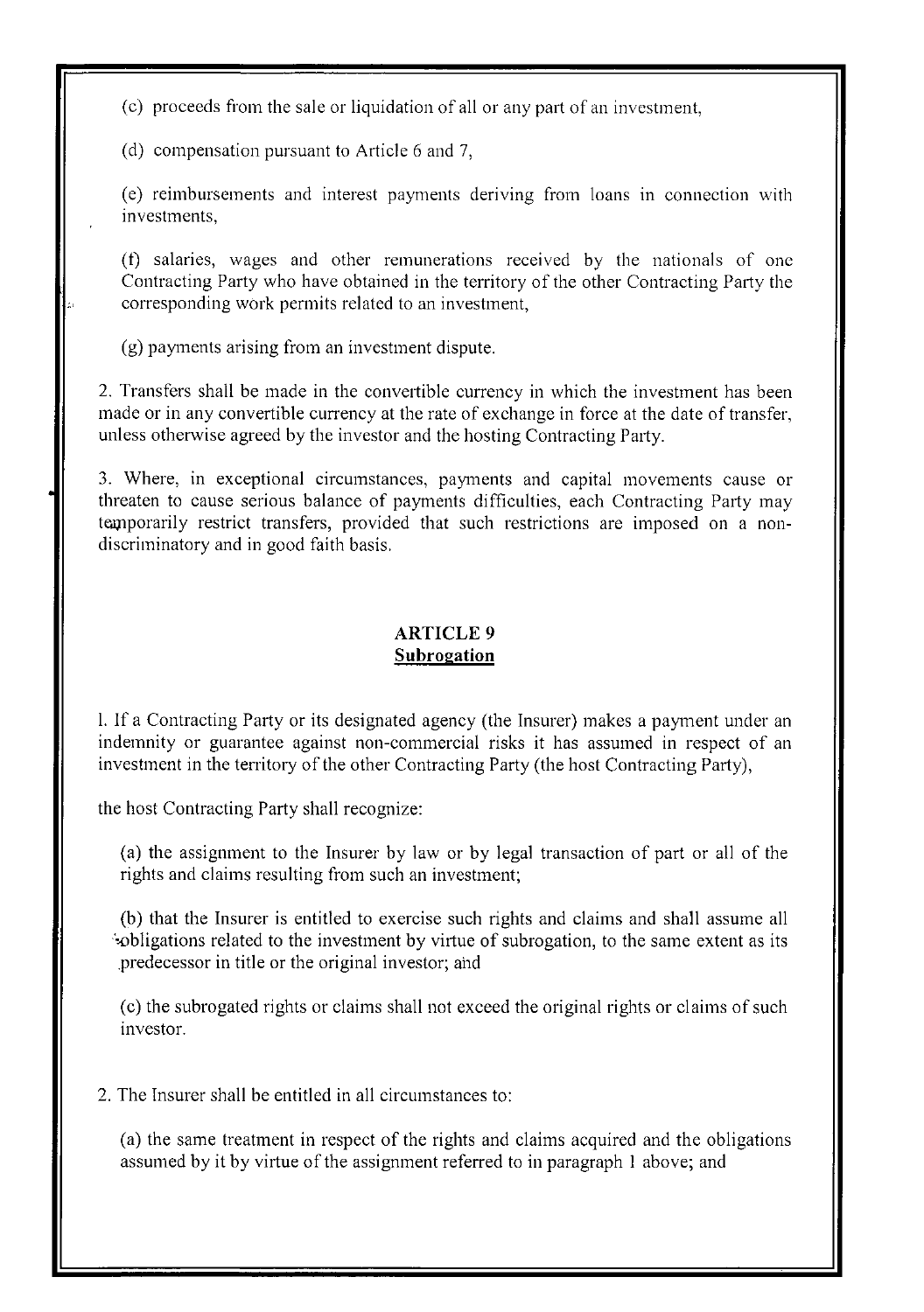(c) proceeds from the sale or liquidation of all or any part of an investment,

(d) compensation pursuant to Article 6 and 7,

(e) reimbursements and interest payments deriving from loans in connection with investments,

(f) salaries, wages and other remunerations received by the nationals of one Contracting Party who have obtained in the territory of the other Contracting Party the corresponding work permits related to an investment,

(g) payments arising from an investment dispute.

2. Transfers shall be made in the convertible currency in which the investment has been made or in any convertible currency at the rate of exchange in force at the date of transfer, unless otherwise agreed by the investor and the hosting Contracting Party.

3. Where, in exceptional circumstances, payments and capital movements cause or threaten to cause serious balance of payments difficulties, each Contracting Party may temporarily restrict transfers, provided that such restrictions are imposed on a non-discriminatory and in good faith basis.

## ARTICLE 9
## Subrogation

1. If a Contracting Party or its designated agency (the Insurer) makes a payment under an indemnity or guarantee against non-commercial risks it has assumed in respect of an investment in the territory of the other Contracting Party (the host Contracting Party),

the host Contracting Party shall recognize:

(a) the assignment to the Insurer by law or by legal transaction of part or all of the rights and claims resulting from such an investment;

(b) that the Insurer is entitled to exercise such rights and claims and shall assume all obligations related to the investment by virtue of subrogation, to the same extent as its predecessor in title or the original investor; and

(c) the subrogated rights or claims shall not exceed the original rights or claims of such investor.

2. The Insurer shall be entitled in all circumstances to:

(a) the same treatment in respect of the rights and claims acquired and the obligations assumed by it by virtue of the assignment referred to in paragraph 1 above; and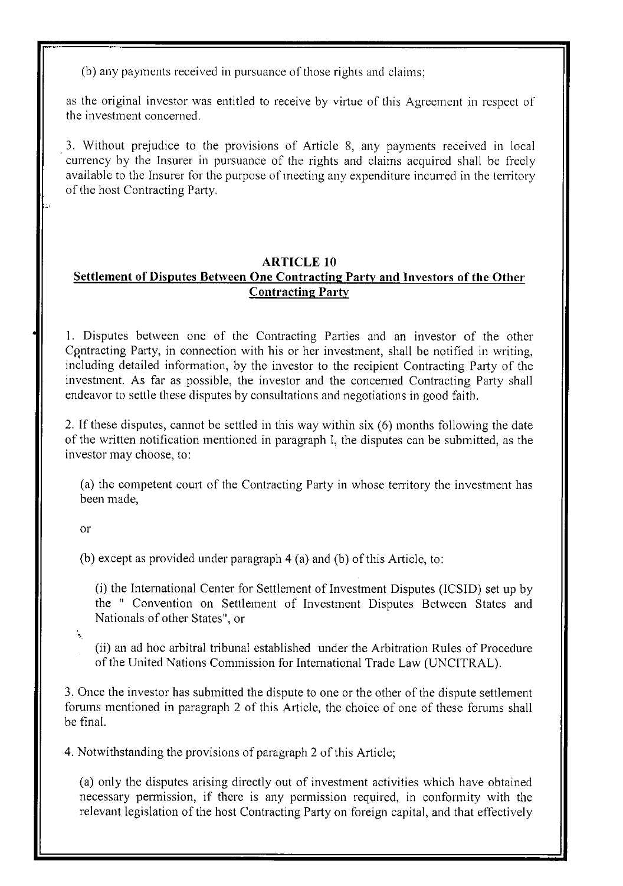(b) any payments received in pursuance of those rights and claims;

as the original investor was entitled to receive by virtue of this Agreement in respect of the investment concerned.

3. Without prejudice to the provisions of Article 8, any payments received in local currency by the Insurer in pursuance of the rights and claims acquired shall be freely available to the Insurer for the purpose of meeting any expenditure incurred in the territory of the host Contracting Party.

## ARTICLE 10
## Settlement of Disputes Between One Contracting Party and Investors of the Other Contracting Party

1. Disputes between one of the Contracting Parties and an investor of the other Contracting Party, in connection with his or her investment, shall be notified in writing, including detailed information, by the investor to the recipient Contracting Party of the investment. As far as possible, the investor and the concerned Contracting Party shall endeavor to settle these disputes by consultations and negotiations in good faith.

2. If these disputes, cannot be settled in this way within six (6) months following the date of the written notification mentioned in paragraph l, the disputes can be submitted, as the investor may choose, to:

(a) the competent court of the Contracting Party in whose territory the investment has been made,

or

(b) except as provided under paragraph 4 (a) and (b) of this Article, to:

(i) the International Center for Settlement of Investment Disputes (ICSID) set up by the " Convention on Settlement of Investment Disputes Between States and Nationals of other States", or

(ii) an ad hoc arbitral tribunal established under the Arbitration Rules of Procedure of the United Nations Commission for International Trade Law (UNCITRAL).

3. Once the investor has submitted the dispute to one or the other of the dispute settlement forums mentioned in paragraph 2 of this Article, the choice of one of these forums shall be final.

4. Notwithstanding the provisions of paragraph 2 of this Article;

(a) only the disputes arising directly out of investment activities which have obtained necessary permission, if there is any permission required, in conformity with the relevant legislation of the host Contracting Party on foreign capital, and that effectively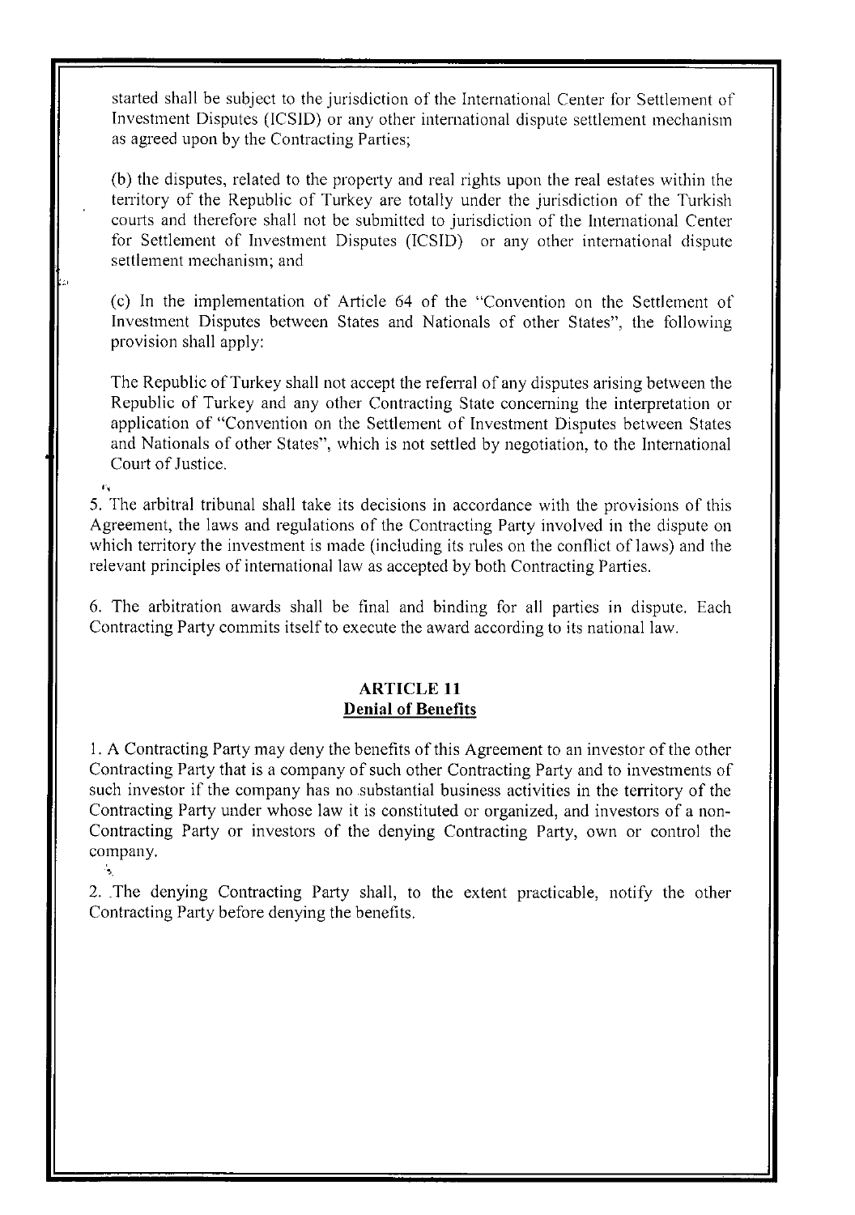started shall be subject to the jurisdiction of the International Center for Settlement of Investment Disputes (ICSID) or any other international dispute settlement mechanism as agreed upon by the Contracting Parties;

(b) the disputes, related to the property and real rights upon the real estates within the territory of the Republic of Turkey are totally under the jurisdiction of the Turkish courts and therefore shall not be submitted to jurisdiction of the International Center for Settlement of Investment Disputes (ICSID) or any other international dispute settlement mechanism; and

(c) In the implementation of Article 64 of the "Convention on the Settlement of Investment Disputes between States and Nationals of other States", the following provision shall apply:

The Republic of Turkey shall not accept the referral of any disputes arising between the Republic of Turkey and any other Contracting State concerning the interpretation or application of "Convention on the Settlement of Investment Disputes between States and Nationals of other States", which is not settled by negotiation, to the International Court of Justice.

5. The arbitral tribunal shall take its decisions in accordance with the provisions of this Agreement, the laws and regulations of the Contracting Party involved in the dispute on which territory the investment is made (including its rules on the conflict of laws) and the relevant principles of international law as accepted by both Contracting Parties.

6. The arbitration awards shall be final and binding for all parties in dispute. Each Contracting Party commits itself to execute the award according to its national law.

## ARTICLE 11
## Denial of Benefits

1. A Contracting Party may deny the benefits of this Agreement to an investor of the other Contracting Party that is a company of such other Contracting Party and to investments of such investor if the company has no substantial business activities in the territory of the Contracting Party under whose law it is constituted or organized, and investors of a non-Contracting Party or investors of the denying Contracting Party, own or control the company.

2. The denying Contracting Party shall, to the extent practicable, notify the other Contracting Party before denying the benefits.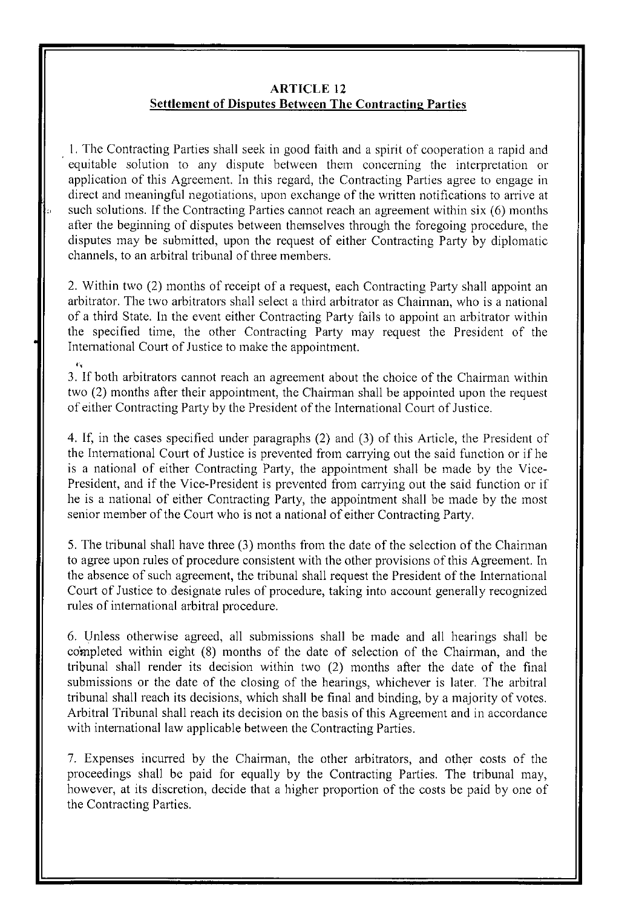## ARTICLE 12
## Settlement of Disputes Between The Contracting Parties

1. The Contracting Parties shall seek in good faith and a spirit of cooperation a rapid and equitable solution to any dispute between them concerning the interpretation or application of this Agreement. In this regard, the Contracting Parties agree to engage in direct and meaningful negotiations, upon exchange of the written notifications to arrive at such solutions. If the Contracting Parties cannot reach an agreement within six (6) months after the beginning of disputes between themselves through the foregoing procedure, the disputes may be submitted, upon the request of either Contracting Party by diplomatic channels, to an arbitral tribunal of three members.

2. Within two (2) months of receipt of a request, each Contracting Party shall appoint an arbitrator. The two arbitrators shall select a third arbitrator as Chairman, who is a national of a third State. In the event either Contracting Party fails to appoint an arbitrator within the specified time, the other Contracting Party may request the President of the International Court of Justice to make the appointment.

3. If both arbitrators cannot reach an agreement about the choice of the Chairman within two (2) months after their appointment, the Chairman shall be appointed upon the request of either Contracting Party by the President of the International Court of Justice.

4. If, in the cases specified under paragraphs (2) and (3) of this Article, the President of the International Court of Justice is prevented from carrying out the said function or if he is a national of either Contracting Party, the appointment shall be made by the Vice-President, and if the Vice-President is prevented from carrying out the said function or if he is a national of either Contracting Party, the appointment shall be made by the most senior member of the Court who is not a national of either Contracting Party.

5. The tribunal shall have three (3) months from the date of the selection of the Chairman to agree upon rules of procedure consistent with the other provisions of this Agreement. In the absence of such agreement, the tribunal shall request the President of the International Court of Justice to designate rules of procedure, taking into account generally recognized rules of international arbitral procedure.

6. Unless otherwise agreed, all submissions shall be made and all hearings shall be completed within eight (8) months of the date of selection of the Chairman, and the tribunal shall render its decision within two (2) months after the date of the final submissions or the date of the closing of the hearings, whichever is later. The arbitral tribunal shall reach its decisions, which shall be final and binding, by a majority of votes. Arbitral Tribunal shall reach its decision on the basis of this Agreement and in accordance with international law applicable between the Contracting Parties.

7. Expenses incurred by the Chairman, the other arbitrators, and other costs of the proceedings shall be paid for equally by the Contracting Parties. The tribunal may, however, at its discretion, decide that a higher proportion of the costs be paid by one of the Contracting Parties.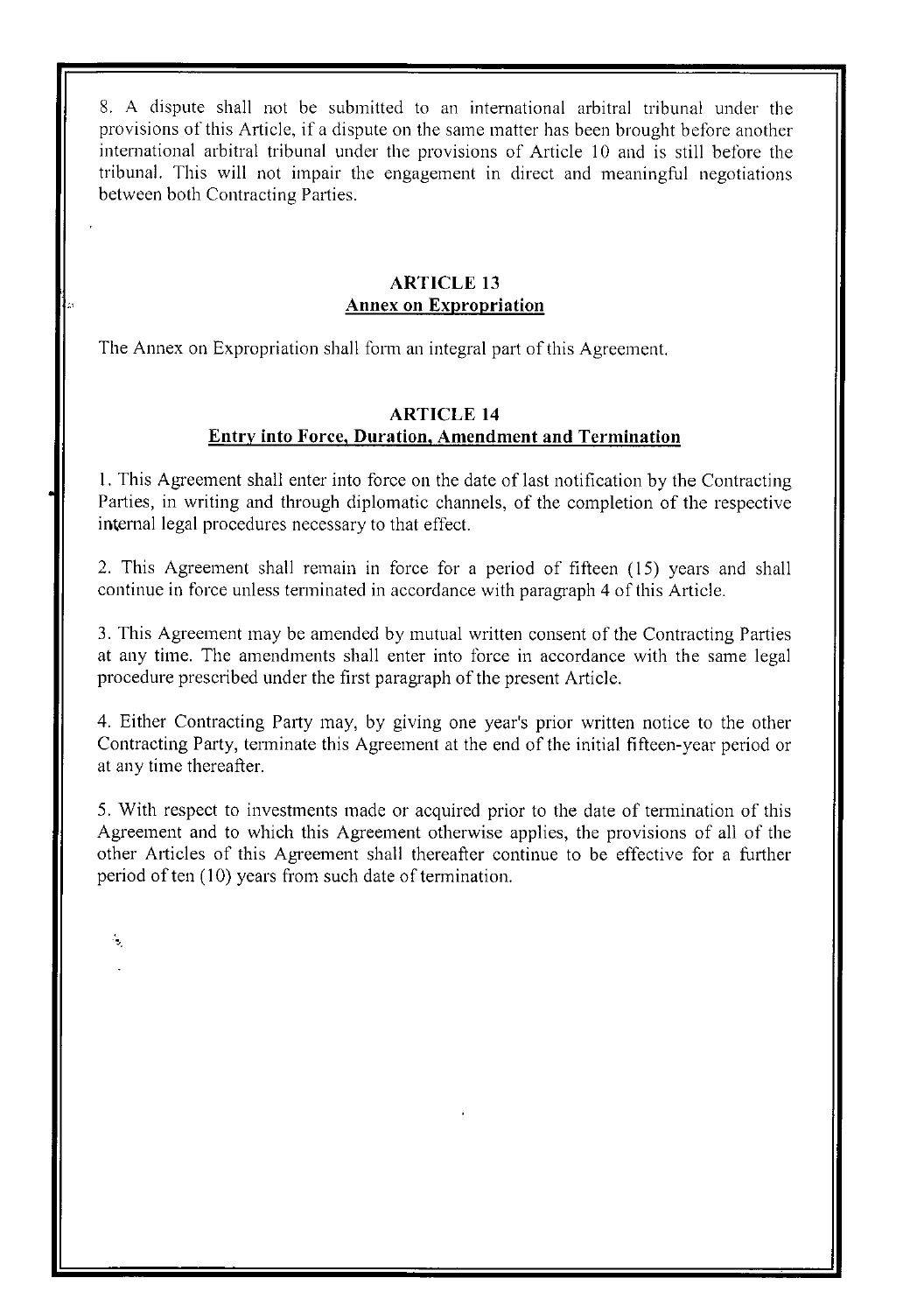8. A dispute shall not be submitted to an international arbitral tribunal under the provisions of this Article, if a dispute on the same matter has been brought before another international arbitral tribunal under the provisions of Article 10 and is still before the tribunal. This will not impair the engagement in direct and meaningful negotiations between both Contracting Parties.

## ARTICLE 13
### Annex on Expropriation

The Annex on Expropriation shall form an integral part of this Agreement.

## ARTICLE 14
### Entry into Force, Duration, Amendment and Termination

1. This Agreement shall enter into force on the date of last notification by the Contracting Parties, in writing and through diplomatic channels, of the completion of the respective internal legal procedures necessary to that effect.

2. This Agreement shall remain in force for a period of fifteen (15) years and shall continue in force unless terminated in accordance with paragraph 4 of this Article.

3. This Agreement may be amended by mutual written consent of the Contracting Parties at any time. The amendments shall enter into force in accordance with the same legal procedure prescribed under the first paragraph of the present Article.

4. Either Contracting Party may, by giving one year's prior written notice to the other Contracting Party, terminate this Agreement at the end of the initial fifteen-year period or at any time thereafter.

5. With respect to investments made or acquired prior to the date of termination of this Agreement and to which this Agreement otherwise applies, the provisions of all of the other Articles of this Agreement shall thereafter continue to be effective for a further period of ten (10) years from such date of termination.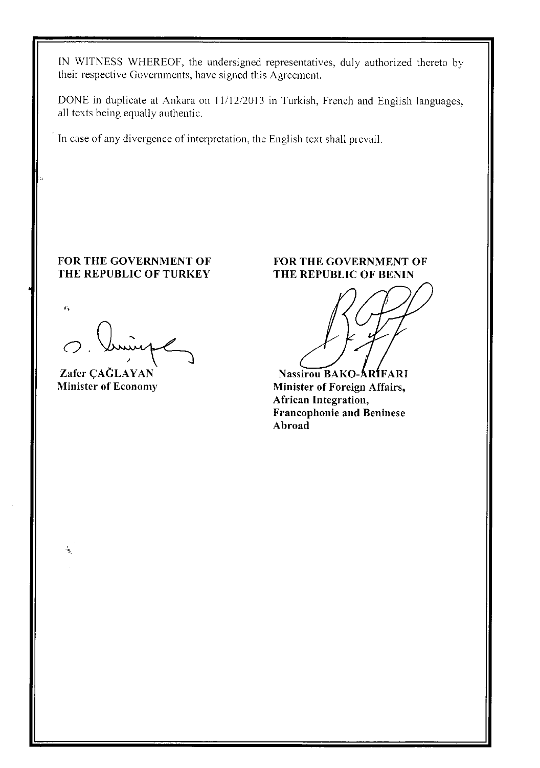IN WITNESS WHEREOF, the undersigned representatives, duly authorized thereto by their respective Governments, have signed this Agreement.

DONE in duplicate at Ankara on 11/12/2013 in Turkish, French and English languages, all texts being equally authentic.

In case of any divergence of interpretation, the English text shall prevail.

| **FOR THE GOVERNMENT OF THE REPUBLIC OF TURKEY** | **FOR THE GOVERNMENT OF THE REPUBLIC OF BENIN** |
| --- | --- |
| **Zafer ÇAĞLAYAN** | **Nassirou BAKO-ARIFARI** |
| **Minister of Economy** | **Minister of Foreign Affairs, African Integration, Francophonie and Beninese Abroad** |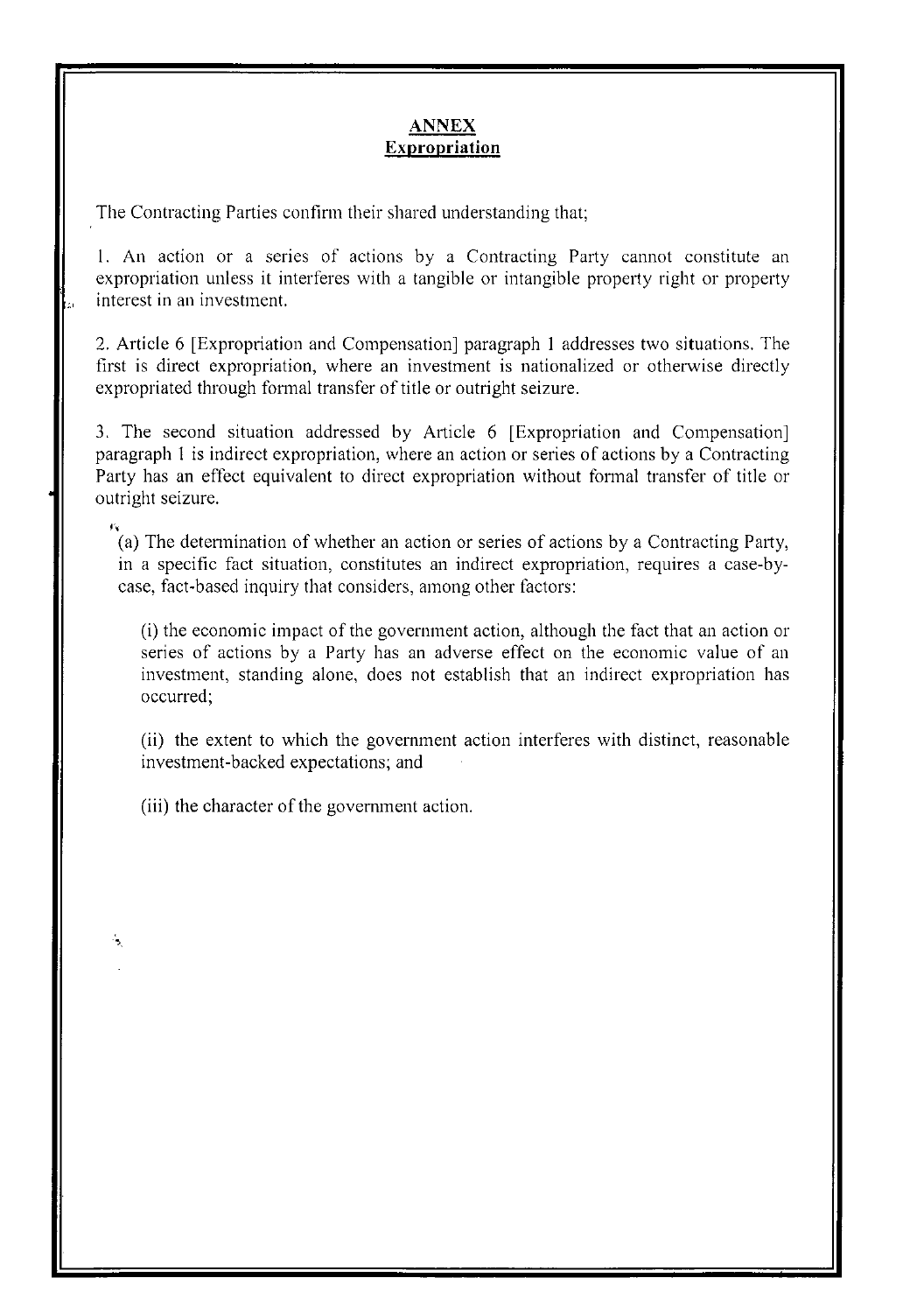## ANNEX
## Expropriation

The Contracting Parties confirm their shared understanding that;

1. An action or a series of actions by a Contracting Party cannot constitute an expropriation unless it interferes with a tangible or intangible property right or property interest in an investment.

2. Article 6 [Expropriation and Compensation] paragraph 1 addresses two situations. The first is direct expropriation, where an investment is nationalized or otherwise directly expropriated through formal transfer of title or outright seizure.

3. The second situation addressed by Article 6 [Expropriation and Compensation] paragraph 1 is indirect expropriation, where an action or series of actions by a Contracting Party has an effect equivalent to direct expropriation without formal transfer of title or outright seizure.

(a) The determination of whether an action or series of actions by a Contracting Party, in a specific fact situation, constitutes an indirect expropriation, requires a case-by-case, fact-based inquiry that considers, among other factors:

(i) the economic impact of the government action, although the fact that an action or series of actions by a Party has an adverse effect on the economic value of an investment, standing alone, does not establish that an indirect expropriation has occurred;

(ii) the extent to which the government action interferes with distinct, reasonable investment-backed expectations; and

(iii) the character of the government action.